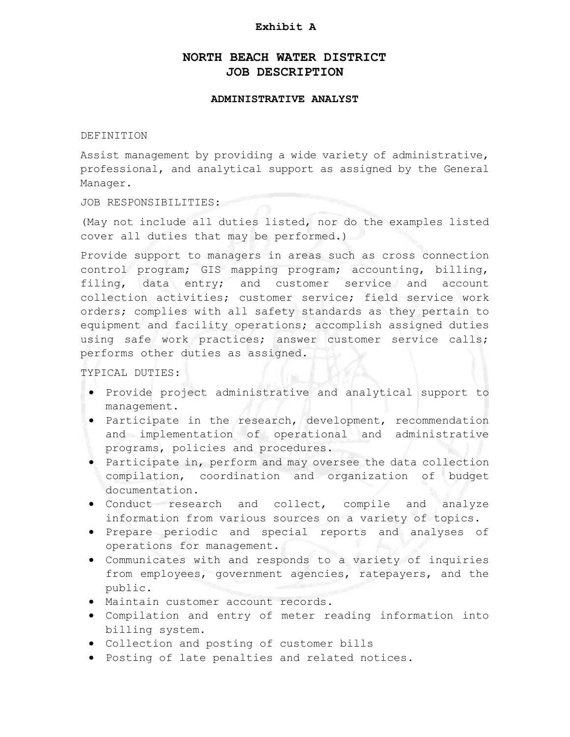**Exhibit A**

# NORTH BEACH WATER DISTRICT JOB DESCRIPTION

## ADMINISTRATIVE ANALYST

DEFINITION

Assist management by providing a wide variety of administrative, professional, and analytical support as assigned by the General Manager.

JOB RESPONSIBILITIES:

(May not include all duties listed, nor do the examples listed cover all duties that may be performed.)

Provide support to managers in areas such as cross connection control program; GIS mapping program; accounting, billing, filing, data entry; and customer service and account collection activities; customer service; field service work orders; complies with all safety standards as they pertain to equipment and facility operations; accomplish assigned duties using safe work practices; answer customer service calls; performs other duties as assigned.

TYPICAL DUTIES:

- Provide project administrative and analytical support to management.
- Participate in the research, development, recommendation and implementation of operational and administrative programs, policies and procedures.
- Participate in, perform and may oversee the data collection compilation, coordination and organization of budget documentation.
- Conduct research and collect, compile and analyze information from various sources on a variety of topics.
- Prepare periodic and special reports and analyses of operations for management.
- Communicates with and responds to a variety of inquiries from employees, government agencies, ratepayers, and the public.
- Maintain customer account records.
- Compilation and entry of meter reading information into billing system.
- Collection and posting of customer bills
- Posting of late penalties and related notices.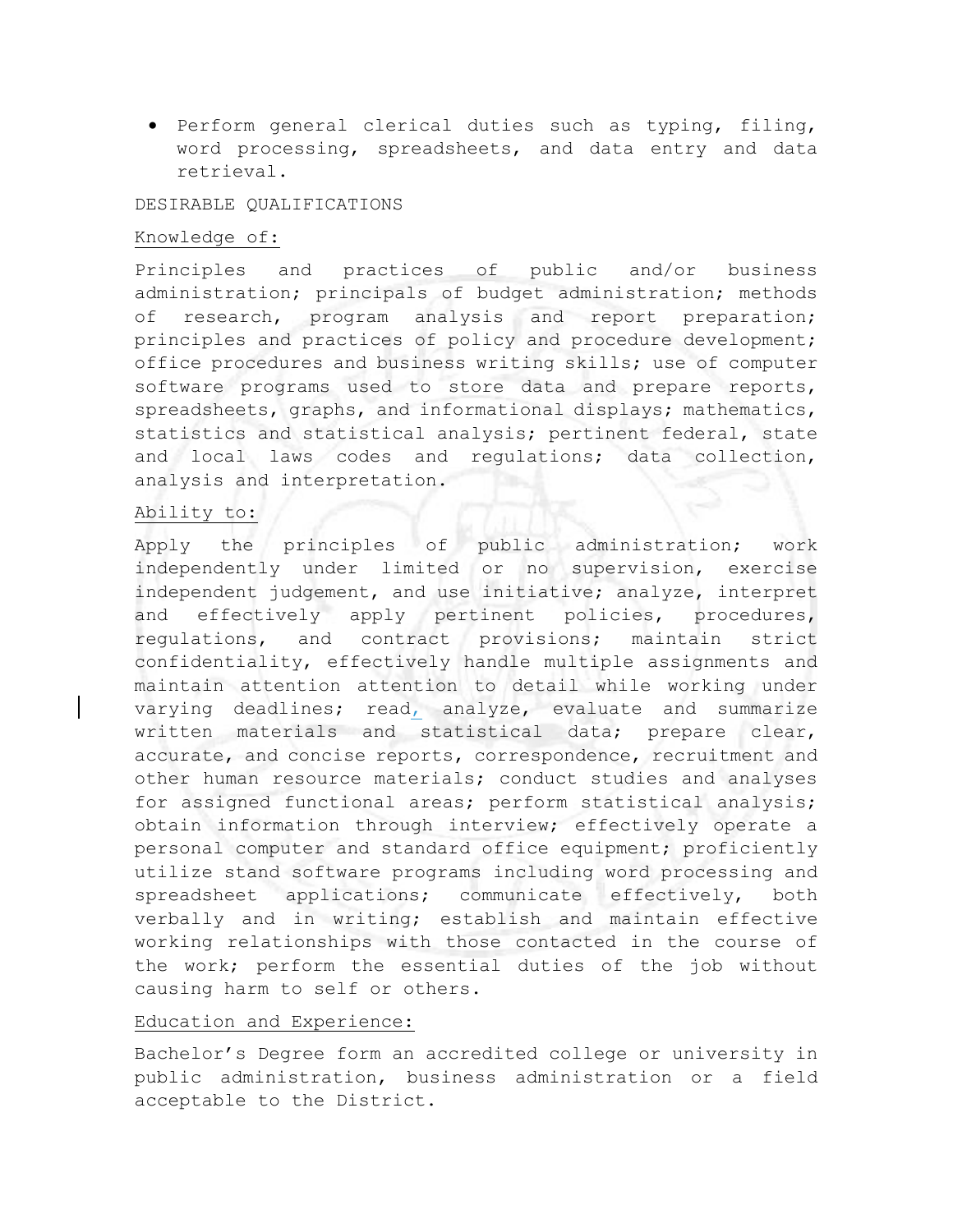- Perform general clerical duties such as typing, filing, word processing, spreadsheets, and data entry and data retrieval.

DESIRABLE QUALIFICATIONS

Knowledge of:

Principles and practices of public and/or business administration; principals of budget administration; methods of research, program analysis and report preparation; principles and practices of policy and procedure development; office procedures and business writing skills; use of computer software programs used to store data and prepare reports, spreadsheets, graphs, and informational displays; mathematics, statistics and statistical analysis; pertinent federal, state and local laws codes and regulations; data collection, analysis and interpretation.

Ability to:

Apply the principles of public administration; work independently under limited or no supervision, exercise independent judgement, and use initiative; analyze, interpret and effectively apply pertinent policies, procedures, regulations, and contract provisions; maintain strict confidentiality, effectively handle multiple assignments and maintain attention attention to detail while working under varying deadlines; read, analyze, evaluate and summarize written materials and statistical data; prepare clear, accurate, and concise reports, correspondence, recruitment and other human resource materials; conduct studies and analyses for assigned functional areas; perform statistical analysis; obtain information through interview; effectively operate a personal computer and standard office equipment; proficiently utilize stand software programs including word processing and spreadsheet applications; communicate effectively, both verbally and in writing; establish and maintain effective working relationships with those contacted in the course of the work; perform the essential duties of the job without causing harm to self or others.

Education and Experience:

Bachelor's Degree form an accredited college or university in public administration, business administration or a field acceptable to the District.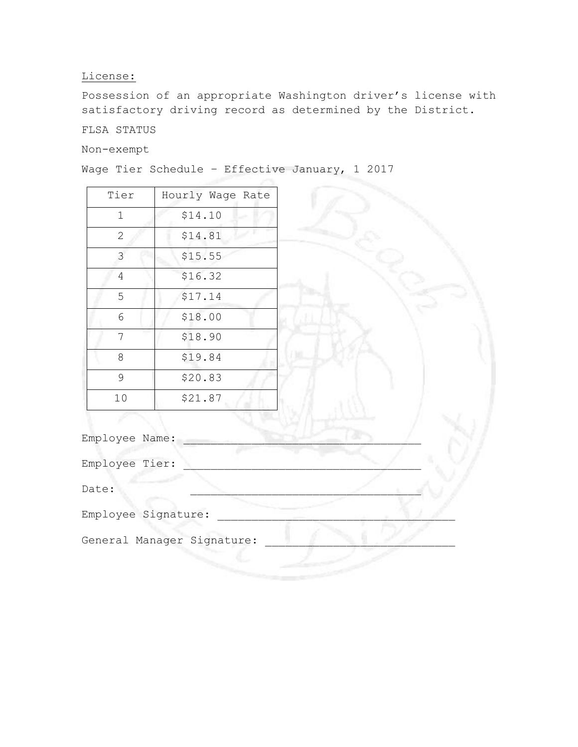License:

Possession of an appropriate Washington driver's license with satisfactory driving record as determined by the District.

FLSA STATUS

Non-exempt

Wage Tier Schedule – Effective January, 1 2017

| Tier | Hourly Wage Rate |
|---|---|
| 1 | $14.10 |
| 2 | $14.81 |
| 3 | $15.55 |
| 4 | $16.32 |
| 5 | $17.14 |
| 6 | $18.00 |
| 7 | $18.90 |
| 8 | $19.84 |
| 9 | $20.83 |
| 10 | $21.87 |

Employee Name: ___________________________________

Employee Tier: ___________________________________

Date: ___________________________________

Employee Signature: ___________________________________

General Manager Signature: ____________________________